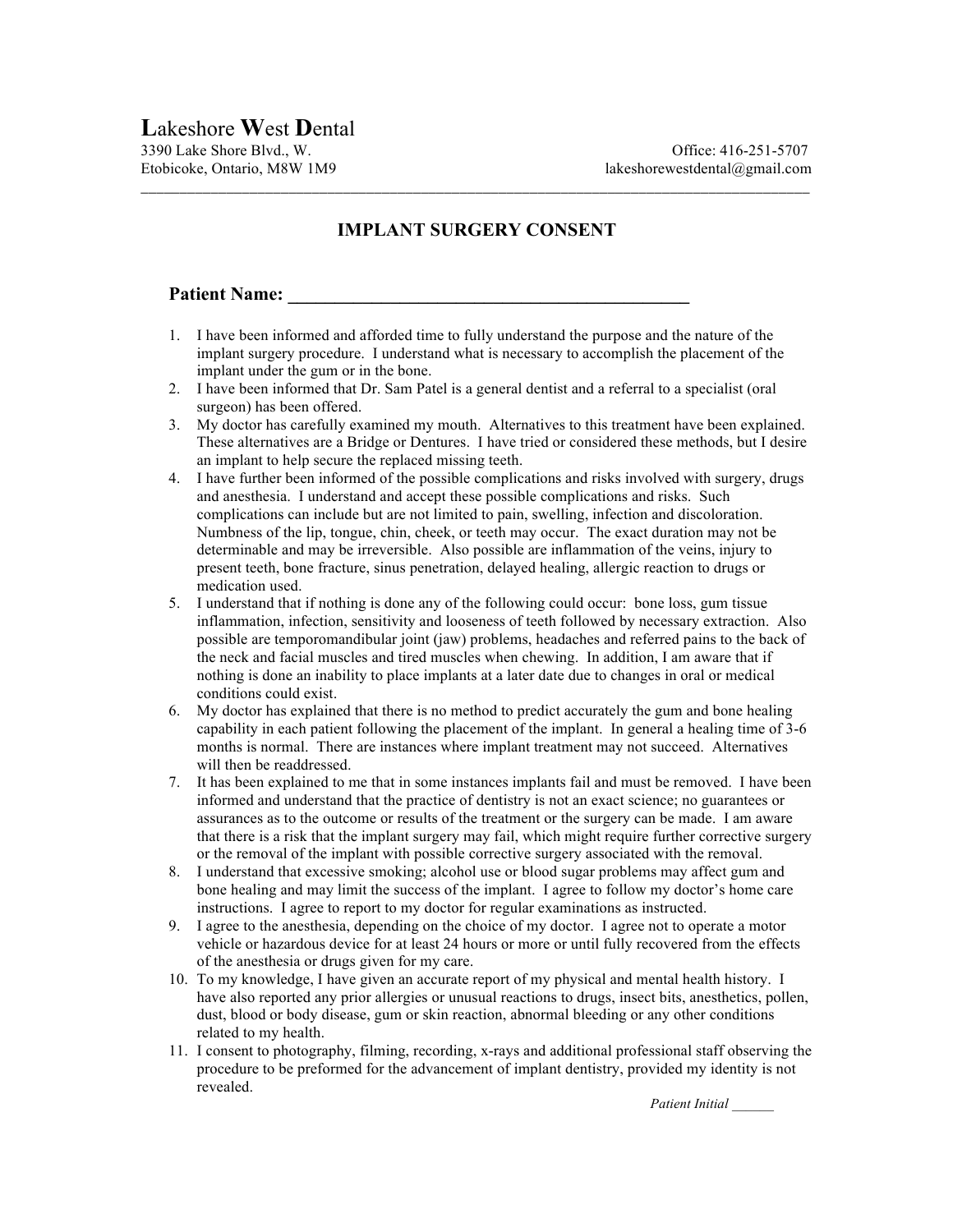# **L**akeshore **W**est **D**ental

3390 Lake Shore Blvd., W.
Etobicoke, Ontario, M8W 1M9

Office: 416-251-5707
lakeshorewestdental@gmail.com

## IMPLANT SURGERY CONSENT

**Patient Name: ____________________________________________**

1. I have been informed and afforded time to fully understand the purpose and the nature of the implant surgery procedure. I understand what is necessary to accomplish the placement of the implant under the gum or in the bone.
2. I have been informed that Dr. Sam Patel is a general dentist and a referral to a specialist (oral surgeon) has been offered.
3. My doctor has carefully examined my mouth. Alternatives to this treatment have been explained. These alternatives are a Bridge or Dentures. I have tried or considered these methods, but I desire an implant to help secure the replaced missing teeth.
4. I have further been informed of the possible complications and risks involved with surgery, drugs and anesthesia. I understand and accept these possible complications and risks. Such complications can include but are not limited to pain, swelling, infection and discoloration. Numbness of the lip, tongue, chin, cheek, or teeth may occur. The exact duration may not be determinable and may be irreversible. Also possible are inflammation of the veins, injury to present teeth, bone fracture, sinus penetration, delayed healing, allergic reaction to drugs or medication used.
5. I understand that if nothing is done any of the following could occur: bone loss, gum tissue inflammation, infection, sensitivity and looseness of teeth followed by necessary extraction. Also possible are temporomandibular joint (jaw) problems, headaches and referred pains to the back of the neck and facial muscles and tired muscles when chewing. In addition, I am aware that if nothing is done an inability to place implants at a later date due to changes in oral or medical conditions could exist.
6. My doctor has explained that there is no method to predict accurately the gum and bone healing capability in each patient following the placement of the implant. In general a healing time of 3-6 months is normal. There are instances where implant treatment may not succeed. Alternatives will then be readdressed.
7. It has been explained to me that in some instances implants fail and must be removed. I have been informed and understand that the practice of dentistry is not an exact science; no guarantees or assurances as to the outcome or results of the treatment or the surgery can be made. I am aware that there is a risk that the implant surgery may fail, which might require further corrective surgery or the removal of the implant with possible corrective surgery associated with the removal.
8. I understand that excessive smoking; alcohol use or blood sugar problems may affect gum and bone healing and may limit the success of the implant. I agree to follow my doctor's home care instructions. I agree to report to my doctor for regular examinations as instructed.
9. I agree to the anesthesia, depending on the choice of my doctor. I agree not to operate a motor vehicle or hazardous device for at least 24 hours or more or until fully recovered from the effects of the anesthesia or drugs given for my care.
10. To my knowledge, I have given an accurate report of my physical and mental health history. I have also reported any prior allergies or unusual reactions to drugs, insect bits, anesthetics, pollen, dust, blood or body disease, gum or skin reaction, abnormal bleeding or any other conditions related to my health.
11. I consent to photography, filming, recording, x-rays and additional professional staff observing the procedure to be preformed for the advancement of implant dentistry, provided my identity is not revealed.

*Patient Initial* ______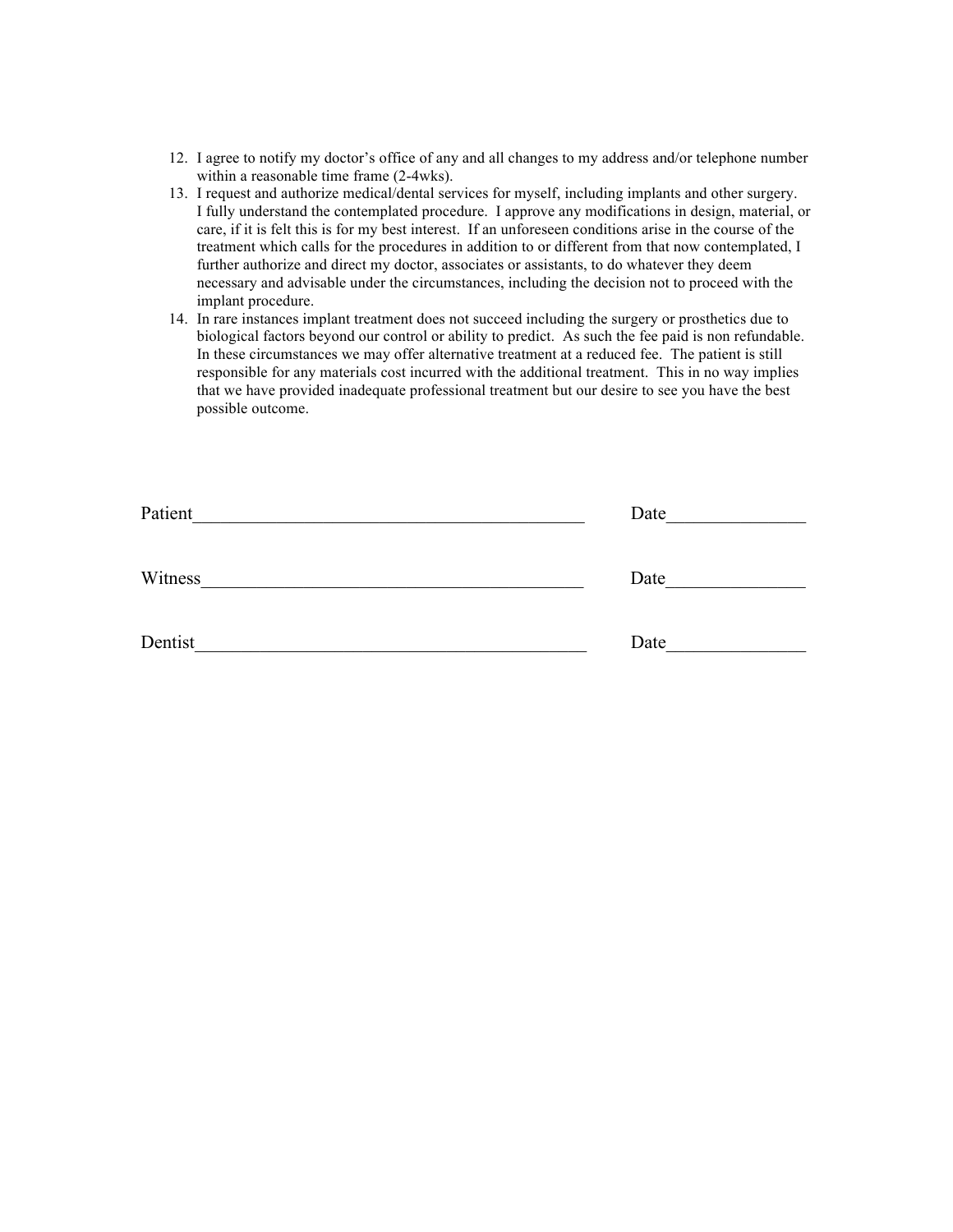12. I agree to notify my doctor's office of any and all changes to my address and/or telephone number within a reasonable time frame (2-4wks).
13. I request and authorize medical/dental services for myself, including implants and other surgery. I fully understand the contemplated procedure. I approve any modifications in design, material, or care, if it is felt this is for my best interest. If an unforeseen conditions arise in the course of the treatment which calls for the procedures in addition to or different from that now contemplated, I further authorize and direct my doctor, associates or assistants, to do whatever they deem necessary and advisable under the circumstances, including the decision not to proceed with the implant procedure.
14. In rare instances implant treatment does not succeed including the surgery or prosthetics due to biological factors beyond our control or ability to predict. As such the fee paid is non refundable. In these circumstances we may offer alternative treatment at a reduced fee. The patient is still responsible for any materials cost incurred with the additional treatment. This in no way implies that we have provided inadequate professional treatment but our desire to see you have the best possible outcome.

Patient\_\_\_\_\_\_\_\_\_\_\_\_\_\_\_\_\_\_\_\_\_\_\_\_\_\_\_\_\_\_\_\_\_\_\_\_\_\_\_\_\_\_ Date\_\_\_\_\_\_\_\_\_\_\_\_\_\_\_

Witness\_\_\_\_\_\_\_\_\_\_\_\_\_\_\_\_\_\_\_\_\_\_\_\_\_\_\_\_\_\_\_\_\_\_\_\_\_\_\_\_\_ Date\_\_\_\_\_\_\_\_\_\_\_\_\_\_\_

Dentist\_\_\_\_\_\_\_\_\_\_\_\_\_\_\_\_\_\_\_\_\_\_\_\_\_\_\_\_\_\_\_\_\_\_\_\_\_\_\_\_\_\_ Date\_\_\_\_\_\_\_\_\_\_\_\_\_\_\_